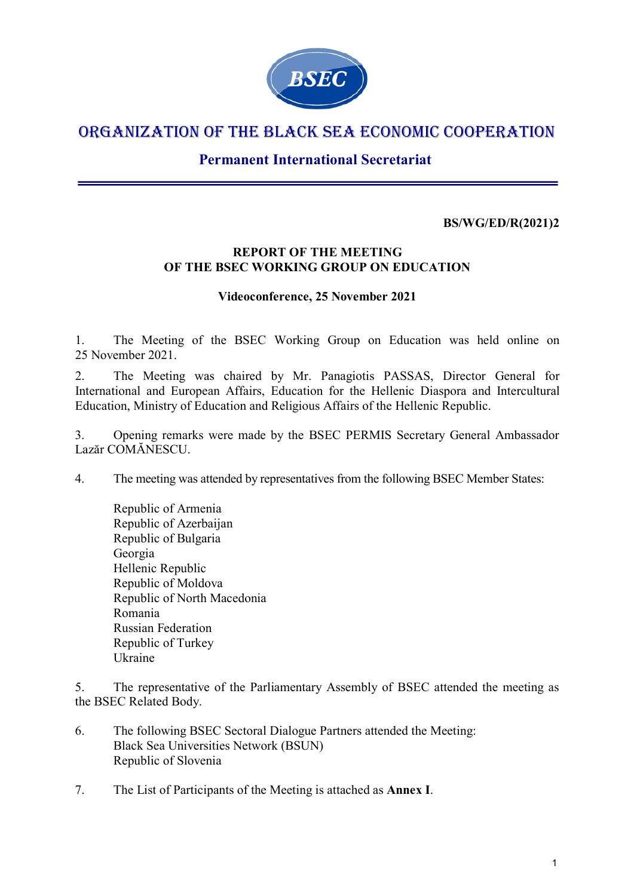# ORGANIZATION OF THE BLACK SEA ECONOMIC COOPERATION

## Permanent International Secretariat

**BS/WG/ED/R(2021)2**

**REPORT OF THE MEETING**
**OF THE BSEC WORKING GROUP ON EDUCATION**

**Videoconference, 25 November 2021**

1. The Meeting of the BSEC Working Group on Education was held online on 25 November 2021.

2. The Meeting was chaired by Mr. Panagiotis PASSAS, Director General for International and European Affairs, Education for the Hellenic Diaspora and Intercultural Education, Ministry of Education and Religious Affairs of the Hellenic Republic.

3. Opening remarks were made by the BSEC PERMIS Secretary General Ambassador Lazăr COMĂNESCU.

4. The meeting was attended by representatives from the following BSEC Member States:

   Republic of Armenia
   Republic of Azerbaijan
   Republic of Bulgaria
   Georgia
   Hellenic Republic
   Republic of Moldova
   Republic of North Macedonia
   Romania
   Russian Federation
   Republic of Turkey
   Ukraine

5. The representative of the Parliamentary Assembly of BSEC attended the meeting as the BSEC Related Body.

6. The following BSEC Sectoral Dialogue Partners attended the Meeting:
   Black Sea Universities Network (BSUN)
   Republic of Slovenia

7. The List of Participants of the Meeting is attached as **Annex I**.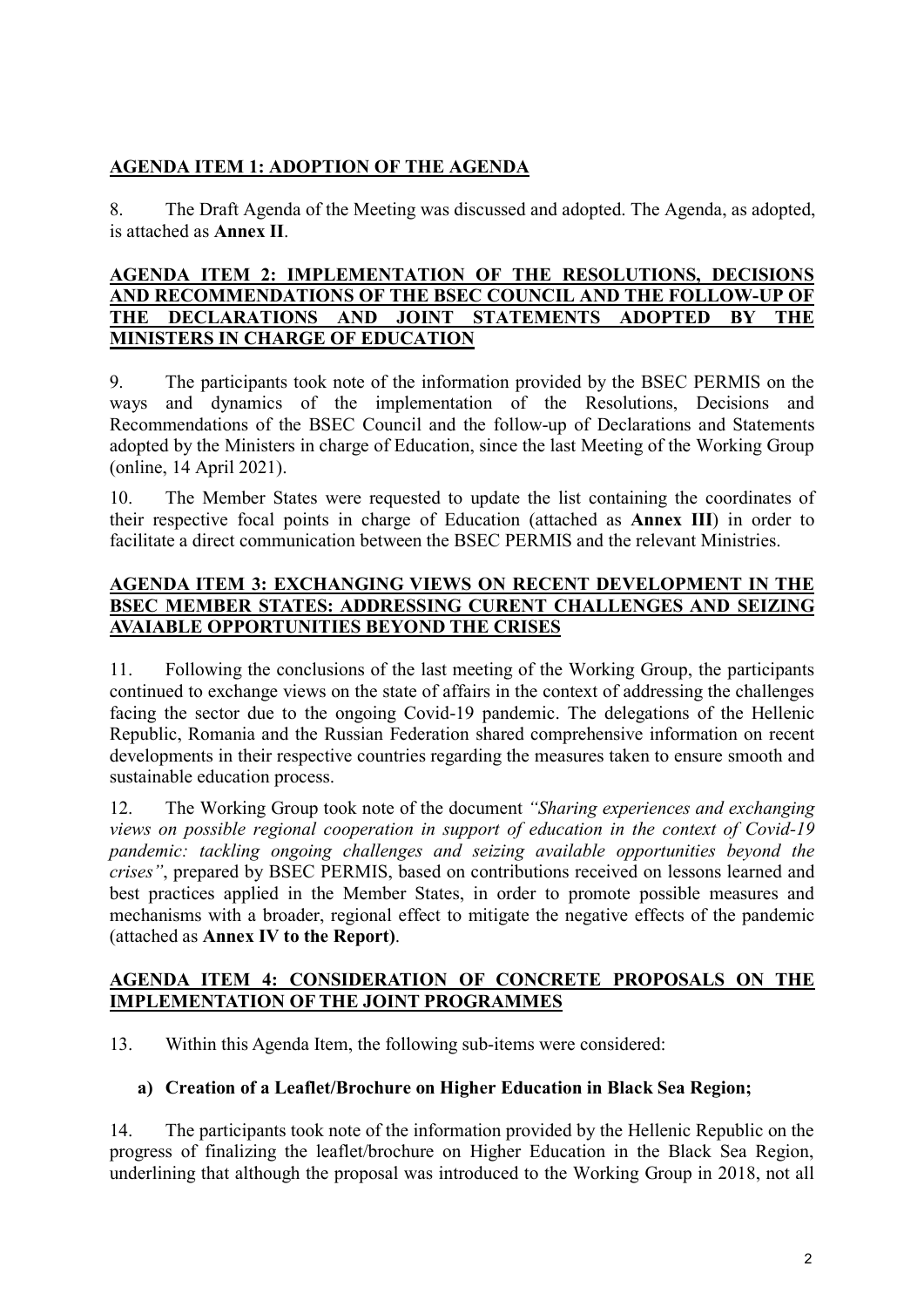## AGENDA ITEM 1: ADOPTION OF THE AGENDA

8. The Draft Agenda of the Meeting was discussed and adopted. The Agenda, as adopted, is attached as **Annex II**.

## AGENDA ITEM 2: IMPLEMENTATION OF THE RESOLUTIONS, DECISIONS AND RECOMMENDATIONS OF THE BSEC COUNCIL AND THE FOLLOW-UP OF THE DECLARATIONS AND JOINT STATEMENTS ADOPTED BY THE MINISTERS IN CHARGE OF EDUCATION

9. The participants took note of the information provided by the BSEC PERMIS on the ways and dynamics of the implementation of the Resolutions, Decisions and Recommendations of the BSEC Council and the follow-up of Declarations and Statements adopted by the Ministers in charge of Education, since the last Meeting of the Working Group (online, 14 April 2021).

10. The Member States were requested to update the list containing the coordinates of their respective focal points in charge of Education (attached as **Annex III**) in order to facilitate a direct communication between the BSEC PERMIS and the relevant Ministries.

## AGENDA ITEM 3: EXCHANGING VIEWS ON RECENT DEVELOPMENT IN THE BSEC MEMBER STATES: ADDRESSING CURENT CHALLENGES AND SEIZING AVAIABLE OPPORTUNITIES BEYOND THE CRISES

11. Following the conclusions of the last meeting of the Working Group, the participants continued to exchange views on the state of affairs in the context of addressing the challenges facing the sector due to the ongoing Covid-19 pandemic. The delegations of the Hellenic Republic, Romania and the Russian Federation shared comprehensive information on recent developments in their respective countries regarding the measures taken to ensure smooth and sustainable education process.

12. The Working Group took note of the document *"Sharing experiences and exchanging views on possible regional cooperation in support of education in the context of Covid-19 pandemic: tackling ongoing challenges and seizing available opportunities beyond the crises"*, prepared by BSEC PERMIS, based on contributions received on lessons learned and best practices applied in the Member States, in order to promote possible measures and mechanisms with a broader, regional effect to mitigate the negative effects of the pandemic (attached as **Annex IV to the Report)**.

## AGENDA ITEM 4: CONSIDERATION OF CONCRETE PROPOSALS ON THE IMPLEMENTATION OF THE JOINT PROGRAMMES

13. Within this Agenda Item, the following sub-items were considered:

**a) Creation of a Leaflet/Brochure on Higher Education in Black Sea Region;**

14. The participants took note of the information provided by the Hellenic Republic on the progress of finalizing the leaflet/brochure on Higher Education in the Black Sea Region, underlining that although the proposal was introduced to the Working Group in 2018, not all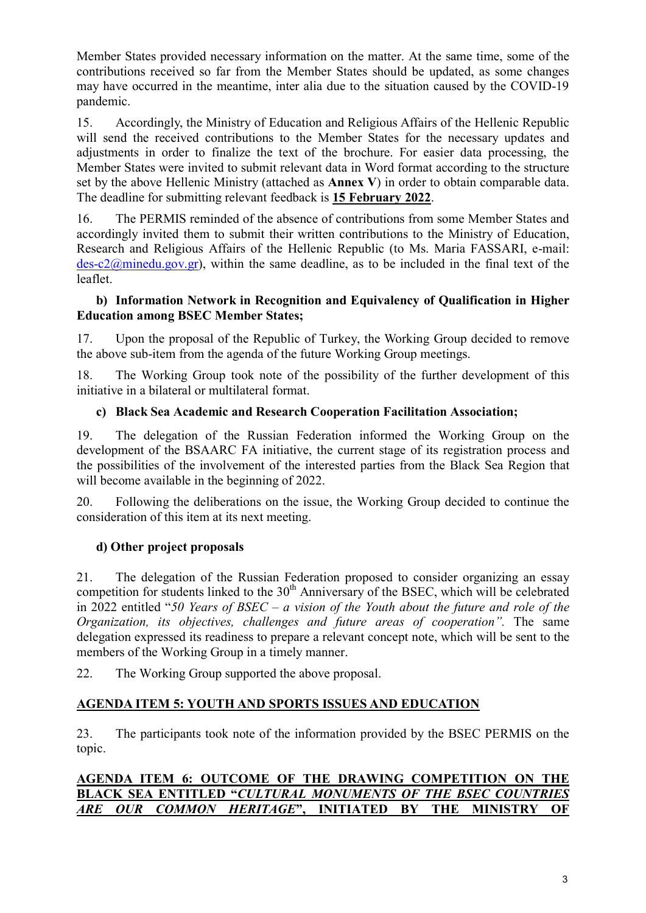Member States provided necessary information on the matter. At the same time, some of the contributions received so far from the Member States should be updated, as some changes may have occurred in the meantime, inter alia due to the situation caused by the COVID-19 pandemic.

15. Accordingly, the Ministry of Education and Religious Affairs of the Hellenic Republic will send the received contributions to the Member States for the necessary updates and adjustments in order to finalize the text of the brochure. For easier data processing, the Member States were invited to submit relevant data in Word format according to the structure set by the above Hellenic Ministry (attached as **Annex V**) in order to obtain comparable data. The deadline for submitting relevant feedback is **15 February 2022**.

16. The PERMIS reminded of the absence of contributions from some Member States and accordingly invited them to submit their written contributions to the Ministry of Education, Research and Religious Affairs of the Hellenic Republic (to Ms. Maria FASSARI, e-mail: des-c2@minedu.gov.gr), within the same deadline, as to be included in the final text of the leaflet.

**b) Information Network in Recognition and Equivalency of Qualification in Higher Education among BSEC Member States;**

17. Upon the proposal of the Republic of Turkey, the Working Group decided to remove the above sub-item from the agenda of the future Working Group meetings.

18. The Working Group took note of the possibility of the further development of this initiative in a bilateral or multilateral format.

**c) Black Sea Academic and Research Cooperation Facilitation Association;**

19. The delegation of the Russian Federation informed the Working Group on the development of the BSAARC FA initiative, the current stage of its registration process and the possibilities of the involvement of the interested parties from the Black Sea Region that will become available in the beginning of 2022.

20. Following the deliberations on the issue, the Working Group decided to continue the consideration of this item at its next meeting.

**d) Other project proposals**

21. The delegation of the Russian Federation proposed to consider organizing an essay competition for students linked to the 30th Anniversary of the BSEC, which will be celebrated in 2022 entitled "*50 Years of BSEC – a vision of the Youth about the future and role of the Organization, its objectives, challenges and future areas of cooperation".* The same delegation expressed its readiness to prepare a relevant concept note, which will be sent to the members of the Working Group in a timely manner.

22. The Working Group supported the above proposal.

## AGENDA ITEM 5: YOUTH AND SPORTS ISSUES AND EDUCATION

23. The participants took note of the information provided by the BSEC PERMIS on the topic.

## AGENDA ITEM 6: OUTCOME OF THE DRAWING COMPETITION ON THE BLACK SEA ENTITLED "*CULTURAL MONUMENTS OF THE BSEC COUNTRIES ARE OUR COMMON HERITAGE*", INITIATED BY THE MINISTRY OF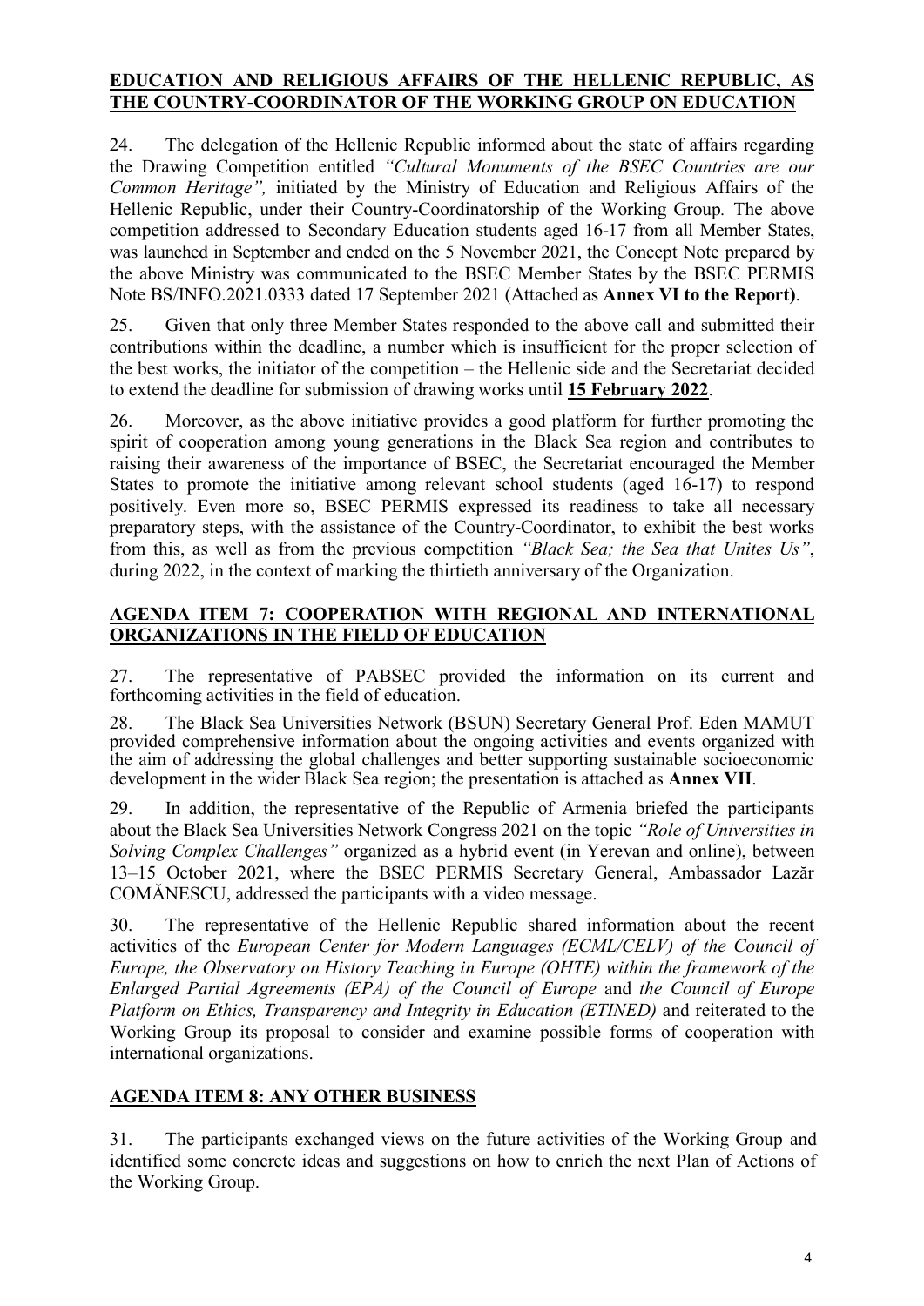**EDUCATION AND RELIGIOUS AFFAIRS OF THE HELLENIC REPUBLIC, AS THE COUNTRY-COORDINATOR OF THE WORKING GROUP ON EDUCATION**

24. The delegation of the Hellenic Republic informed about the state of affairs regarding the Drawing Competition entitled *"Cultural Monuments of the BSEC Countries are our Common Heritage",* initiated by the Ministry of Education and Religious Affairs of the Hellenic Republic, under their Country-Coordinatorship of the Working Group. The above competition addressed to Secondary Education students aged 16-17 from all Member States, was launched in September and ended on the 5 November 2021, the Concept Note prepared by the above Ministry was communicated to the BSEC Member States by the BSEC PERMIS Note BS/INFO.2021.0333 dated 17 September 2021 (Attached as **Annex VI to the Report)**.

25. Given that only three Member States responded to the above call and submitted their contributions within the deadline, a number which is insufficient for the proper selection of the best works, the initiator of the competition – the Hellenic side and the Secretariat decided to extend the deadline for submission of drawing works until **15 February 2022**.

26. Moreover, as the above initiative provides a good platform for further promoting the spirit of cooperation among young generations in the Black Sea region and contributes to raising their awareness of the importance of BSEC, the Secretariat encouraged the Member States to promote the initiative among relevant school students (aged 16-17) to respond positively. Even more so, BSEC PERMIS expressed its readiness to take all necessary preparatory steps, with the assistance of the Country-Coordinator, to exhibit the best works from this, as well as from the previous competition *"Black Sea; the Sea that Unites Us"*, during 2022, in the context of marking the thirtieth anniversary of the Organization.

## AGENDA ITEM 7: COOPERATION WITH REGIONAL AND INTERNATIONAL ORGANIZATIONS IN THE FIELD OF EDUCATION

27. The representative of PABSEC provided the information on its current and forthcoming activities in the field of education.

28. The Black Sea Universities Network (BSUN) Secretary General Prof. Eden MAMUT provided comprehensive information about the ongoing activities and events organized with the aim of addressing the global challenges and better supporting sustainable socioeconomic development in the wider Black Sea region; the presentation is attached as **Annex VII**.

29. In addition, the representative of the Republic of Armenia briefed the participants about the Black Sea Universities Network Congress 2021 on the topic *"Role of Universities in Solving Complex Challenges"* organized as a hybrid event (in Yerevan and online), between 13–15 October 2021, where the BSEC PERMIS Secretary General, Ambassador Lazăr COMĂNESCU, addressed the participants with a video message.

30. The representative of the Hellenic Republic shared information about the recent activities of the *European Center for Modern Languages (ECML/CELV) of the Council of Europe, the Observatory on History Teaching in Europe (OHTE) within the framework of the Enlarged Partial Agreements (EPA) of the Council of Europe* and *the Council of Europe Platform on Ethics, Transparency and Integrity in Education (ETINED)* and reiterated to the Working Group its proposal to consider and examine possible forms of cooperation with international organizations.

## AGENDA ITEM 8: ANY OTHER BUSINESS

31. The participants exchanged views on the future activities of the Working Group and identified some concrete ideas and suggestions on how to enrich the next Plan of Actions of the Working Group.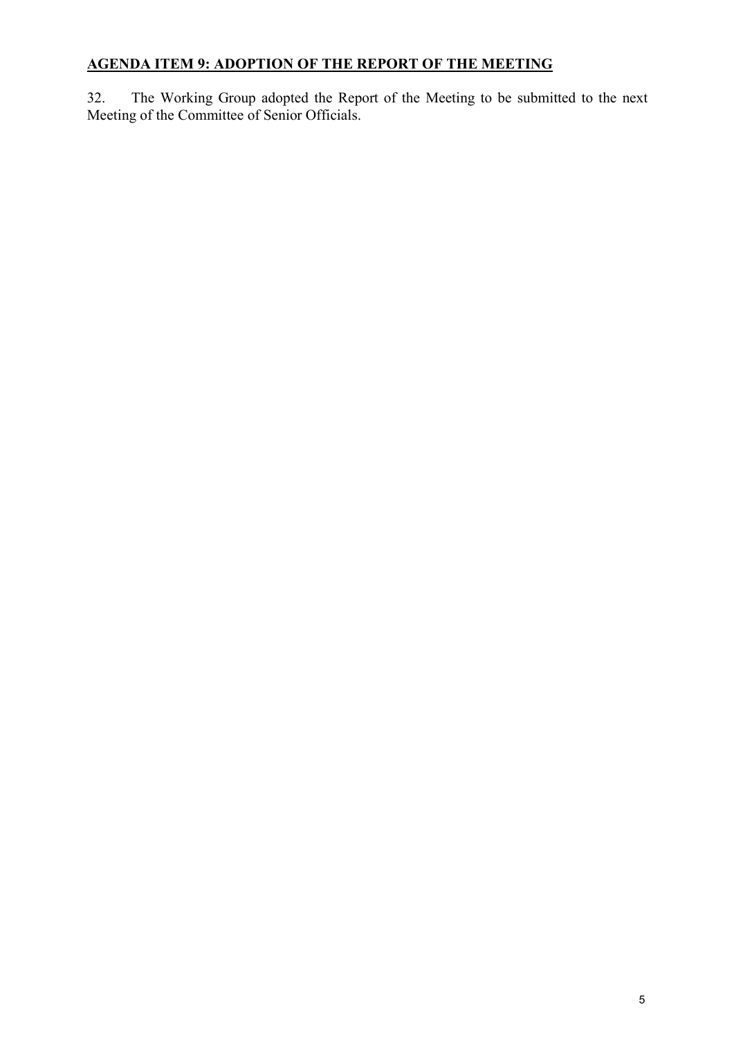**AGENDA ITEM 9: ADOPTION OF THE REPORT OF THE MEETING**

32. The Working Group adopted the Report of the Meeting to be submitted to the next Meeting of the Committee of Senior Officials.